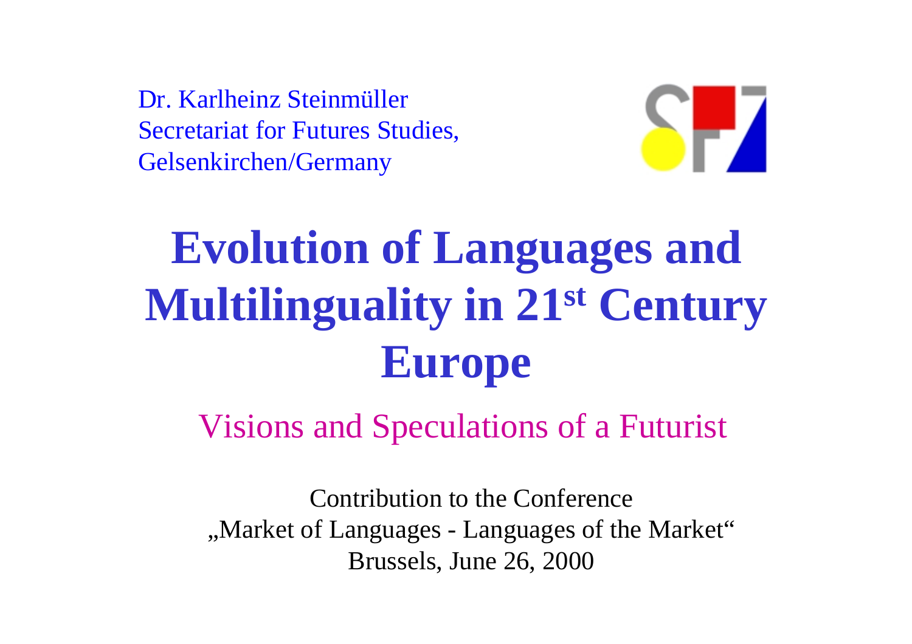Dr. Karlheinz Steinmüller
Secretariat for Futures Studies,
Gelsenkirchen/Germany

# Evolution of Languages and Multilinguality in 21st Century Europe

## Visions and Speculations of a Futurist

Contribution to the Conference
„Market of Languages - Languages of the Market“
Brussels, June 26, 2000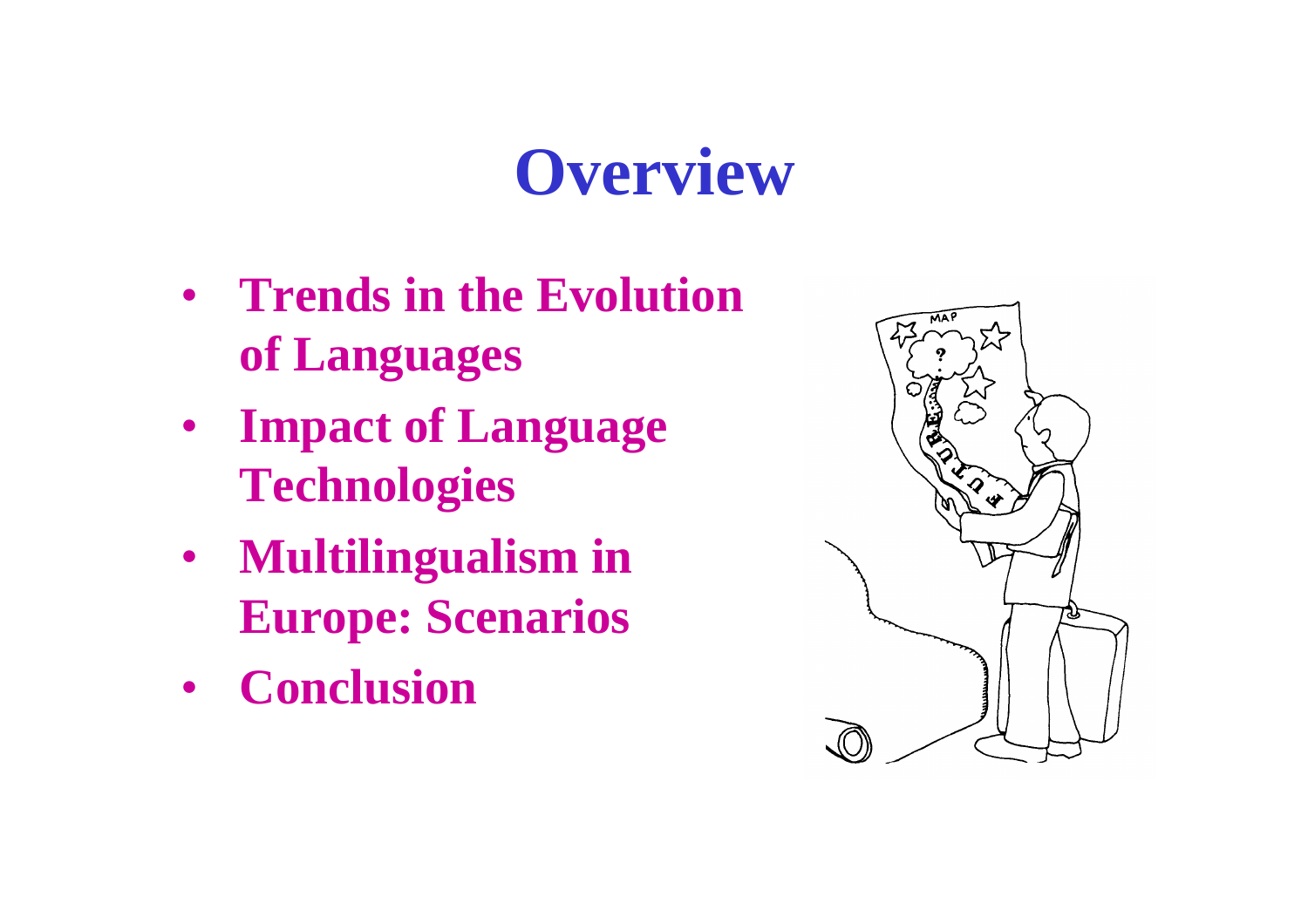# Overview

- **Trends in the Evolution of Languages**
- **Impact of Language Technologies**
- **Multilingualism in Europe: Scenarios**
- **Conclusion**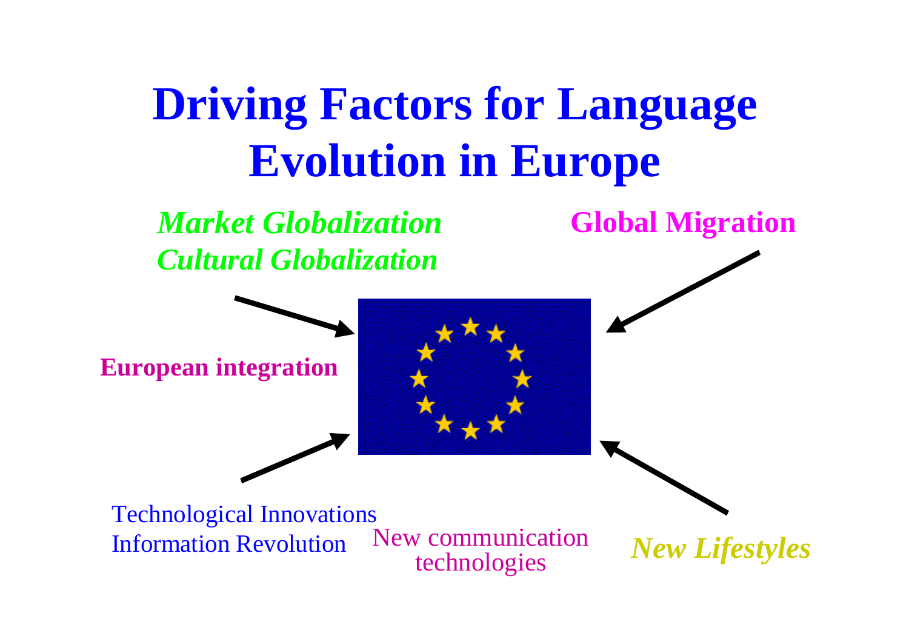# Driving Factors for Language Evolution in Europe

*Market Globalization*
*Cultural Globalization*

**Global Migration**

**European integration**

Technological Innovations
Information Revolution

New communication technologies

***New Lifestyles***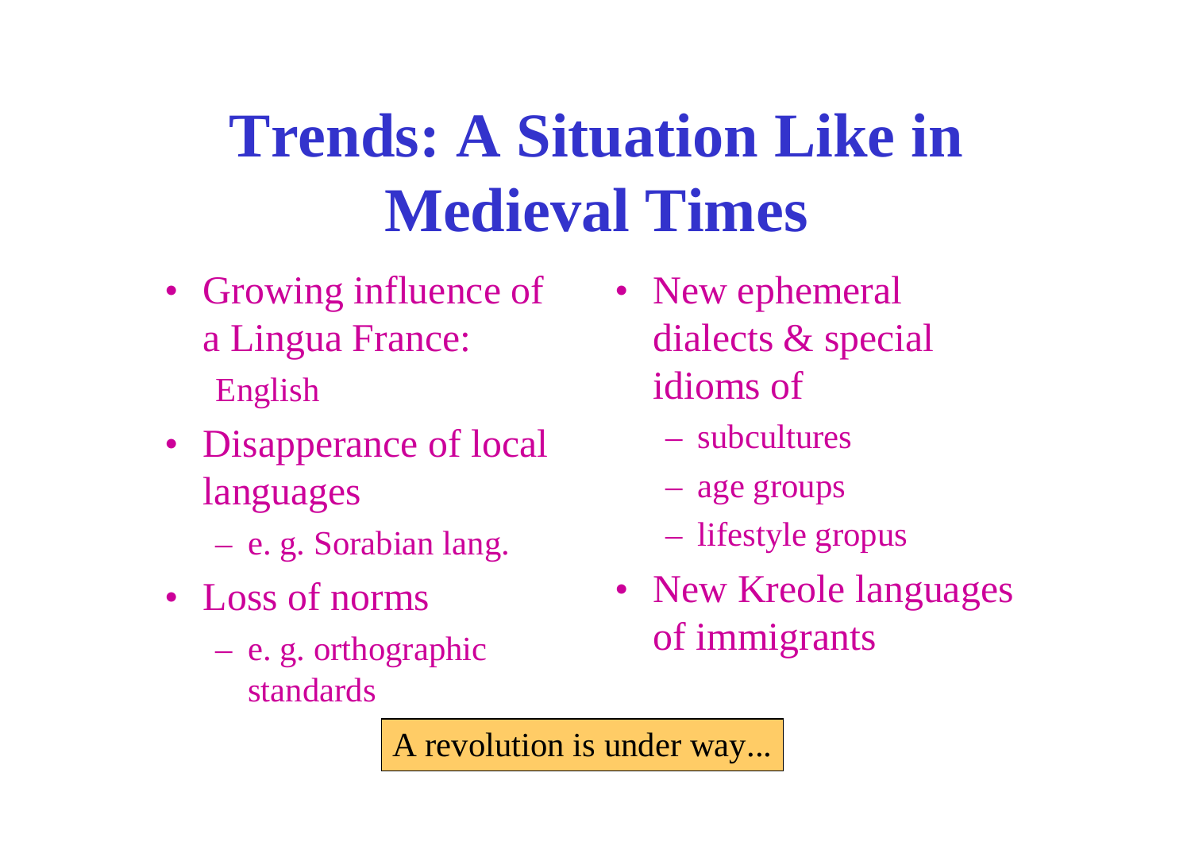# Trends: A Situation Like in Medieval Times

- Growing influence of a Lingua France: English
- Disapperance of local languages
  - e. g. Sorabian lang.
- Loss of norms
  - e. g. orthographic standards
- New ephemeral dialects & special idioms of
  - subcultures
  - age groups
  - lifestyle gropus
- New Kreole languages of immigrants

A revolution is under way...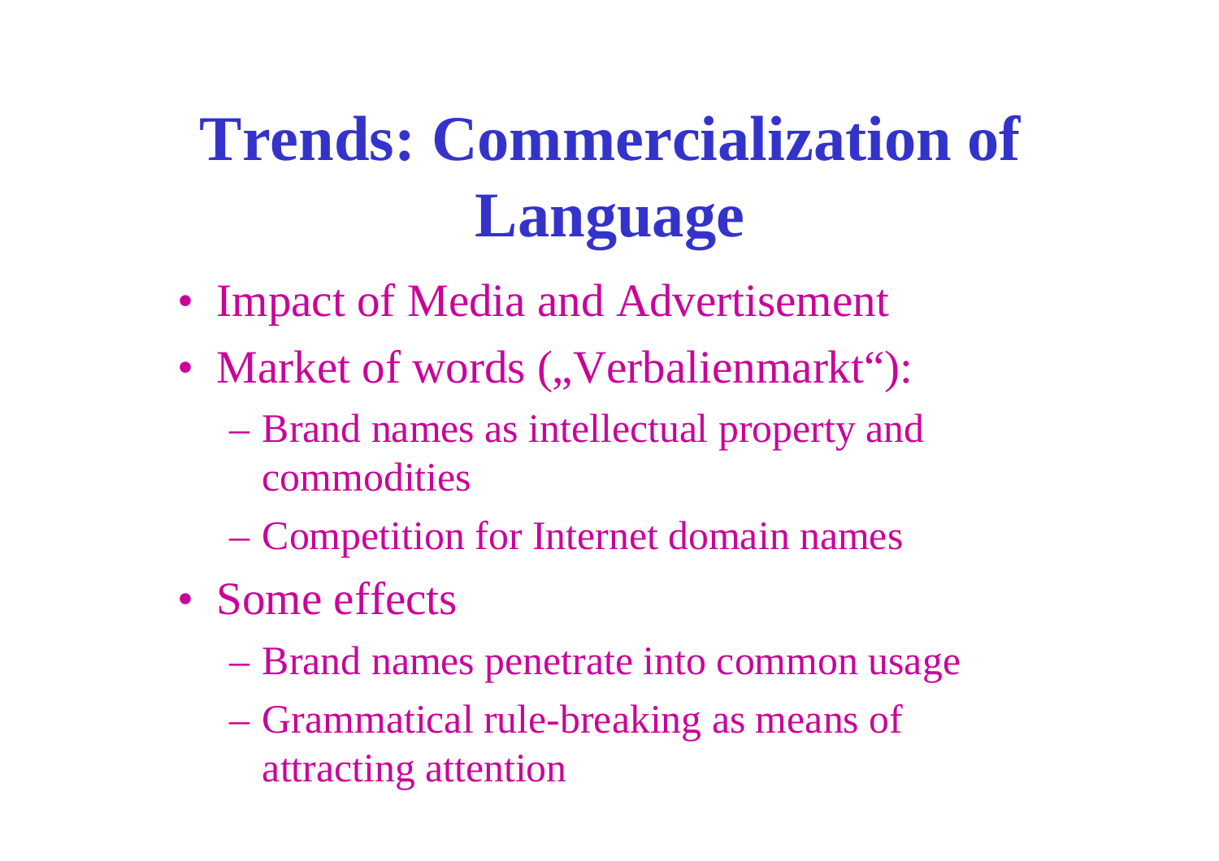# Trends: Commercialization of Language

- Impact of Media and Advertisement
- Market of words („Verbalienmarkt“):
  - Brand names as intellectual property and commodities
  - Competition for Internet domain names
- Some effects
  - Brand names penetrate into common usage
  - Grammatical rule-breaking as means of attracting attention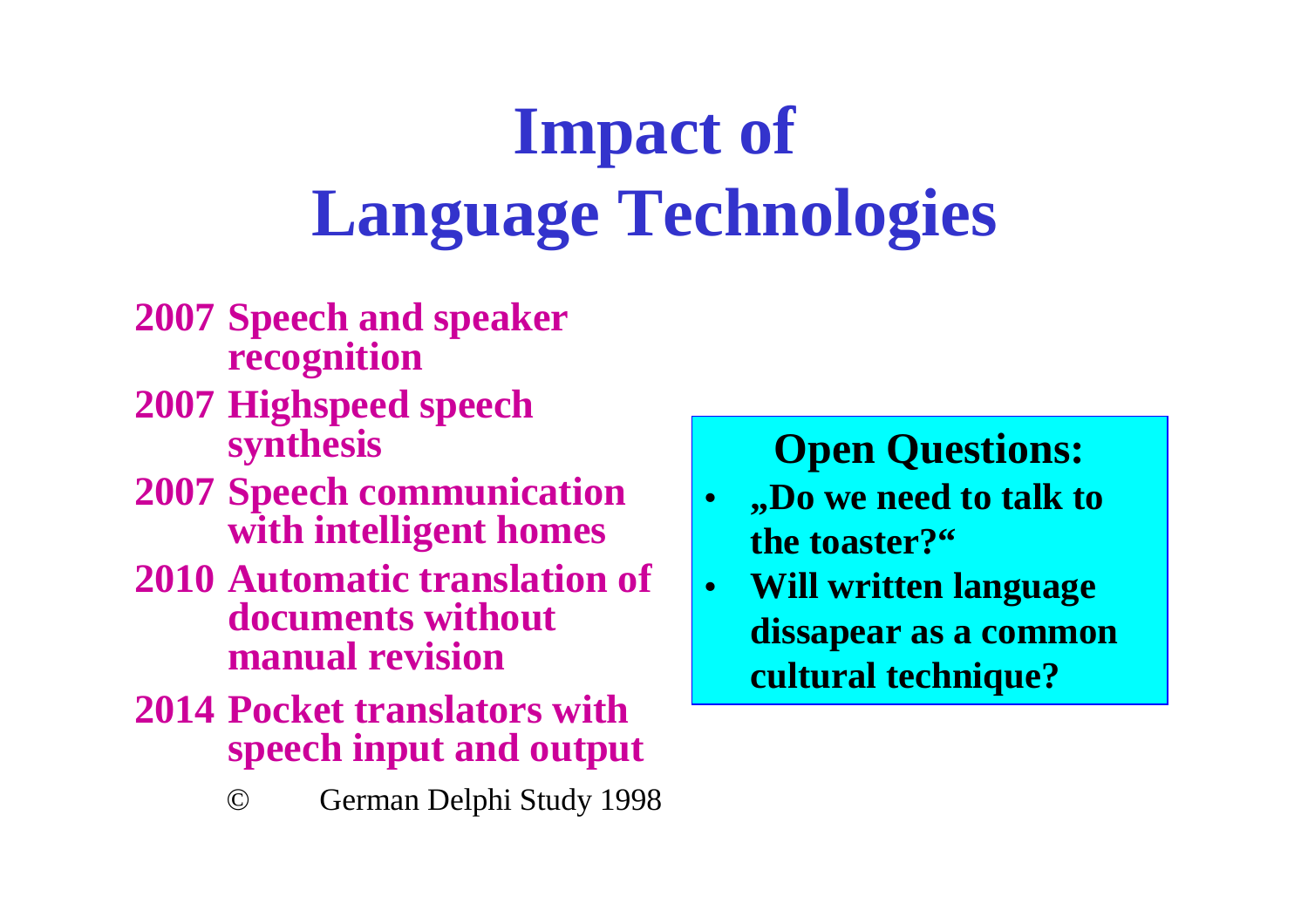# Impact of Language Technologies

**2007 Speech and speaker recognition**

**2007 Highspeed speech synthesis**

**2007 Speech communication with intelligent homes**

**2010 Automatic translation of documents without manual revision**

**2014 Pocket translators with speech input and output**

© German Delphi Study 1998

**Open Questions:**

- **„Do we need to talk to the toaster?“**
- **Will written language dissapear as a common cultural technique?**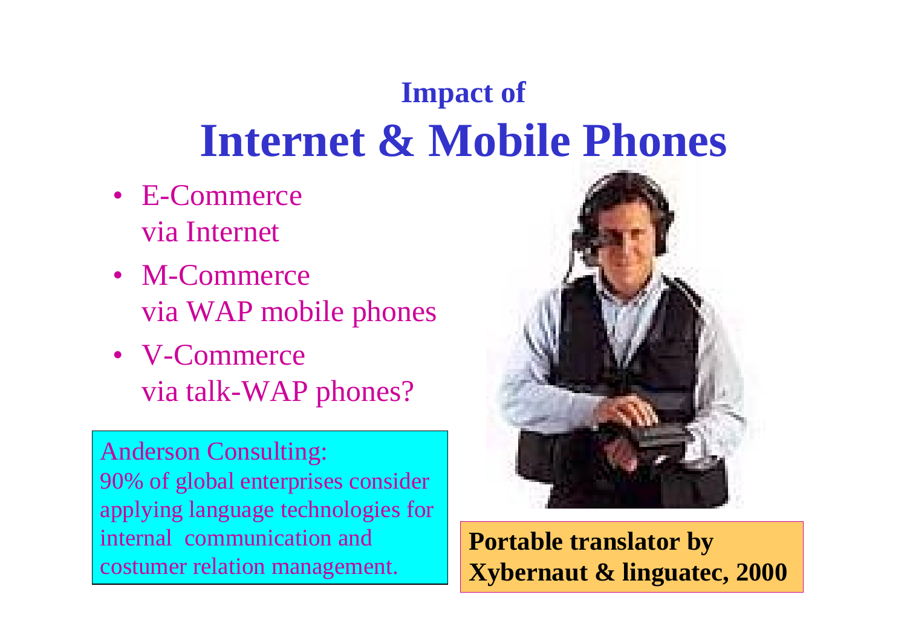# Impact of Internet & Mobile Phones

- E-Commerce
  via Internet
- M-Commerce
  via WAP mobile phones
- V-Commerce
  via talk-WAP phones?

Anderson Consulting:
90% of global enterprises consider applying language technologies for internal communication and costumer relation management.

**Portable translator by Xybernaut & linguatec, 2000**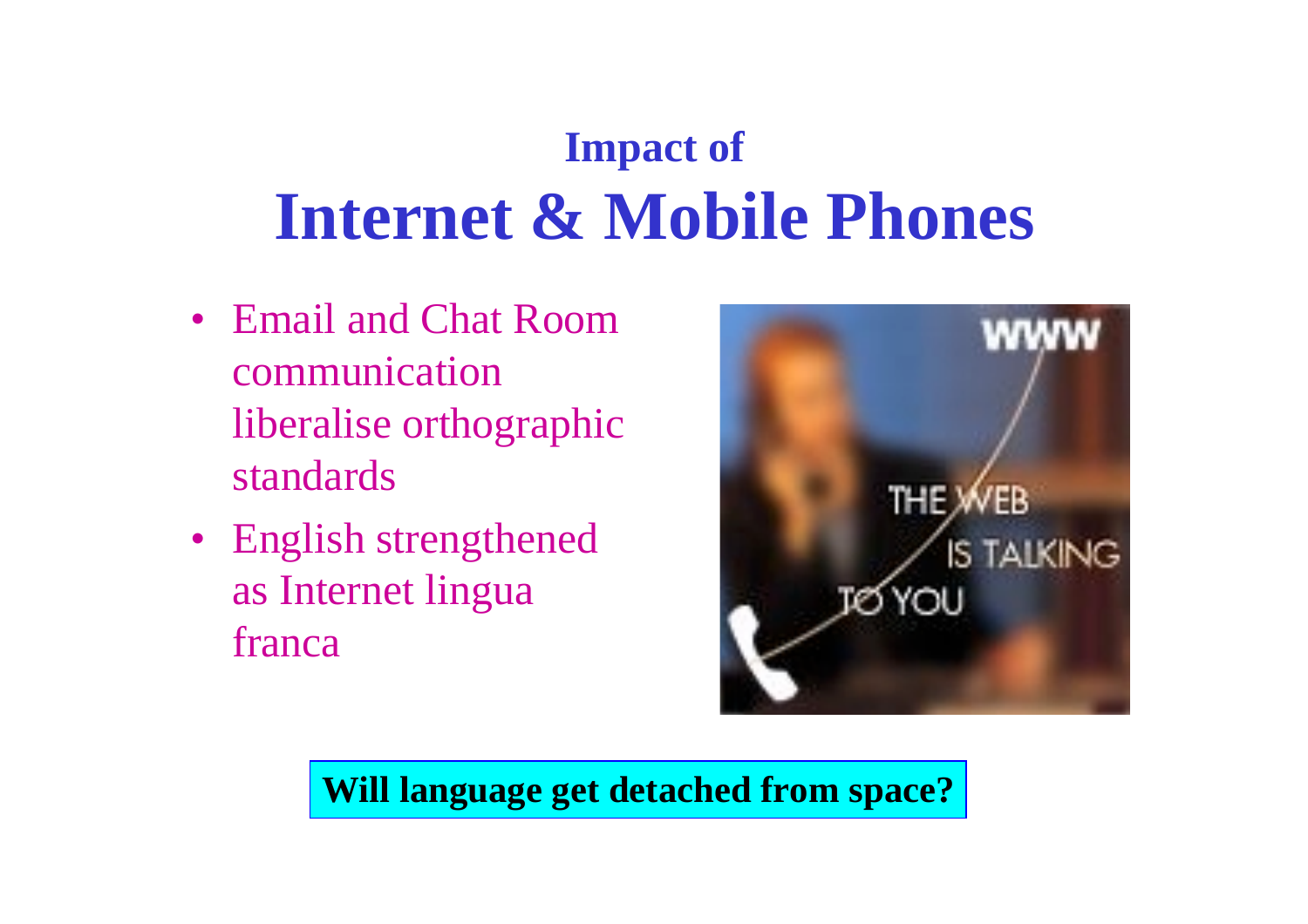## Impact of

# Internet & Mobile Phones

- Email and Chat Room communication liberalise orthographic standards
- English strengthened as Internet lingua franca

**Will language get detached from space?**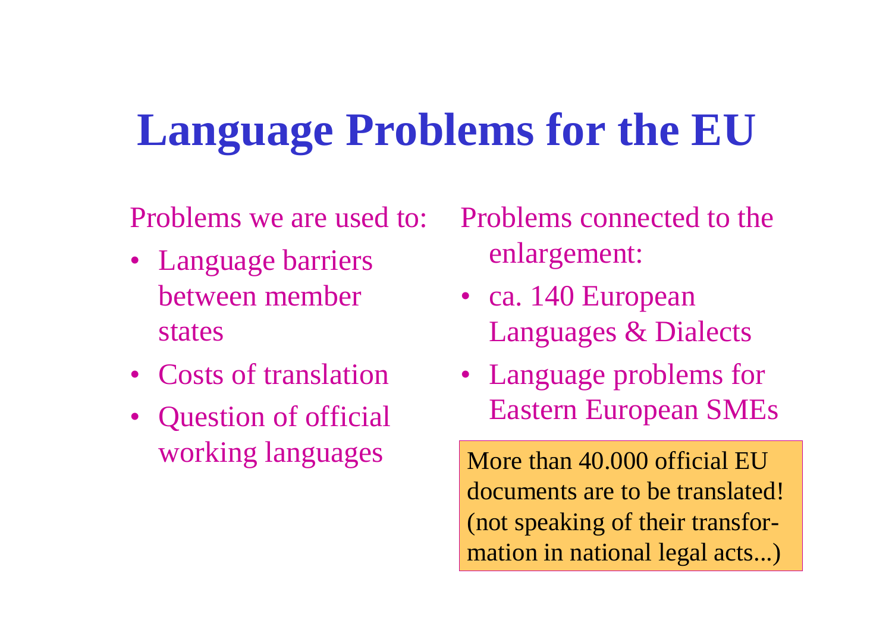# Language Problems for the EU

Problems we are used to:

- Language barriers between member states
- Costs of translation
- Question of official working languages

Problems connected to the enlargement:

- ca. 140 European Languages & Dialects
- Language problems for Eastern European SMEs

More than 40.000 official EU documents are to be translated! (not speaking of their transformation in national legal acts...)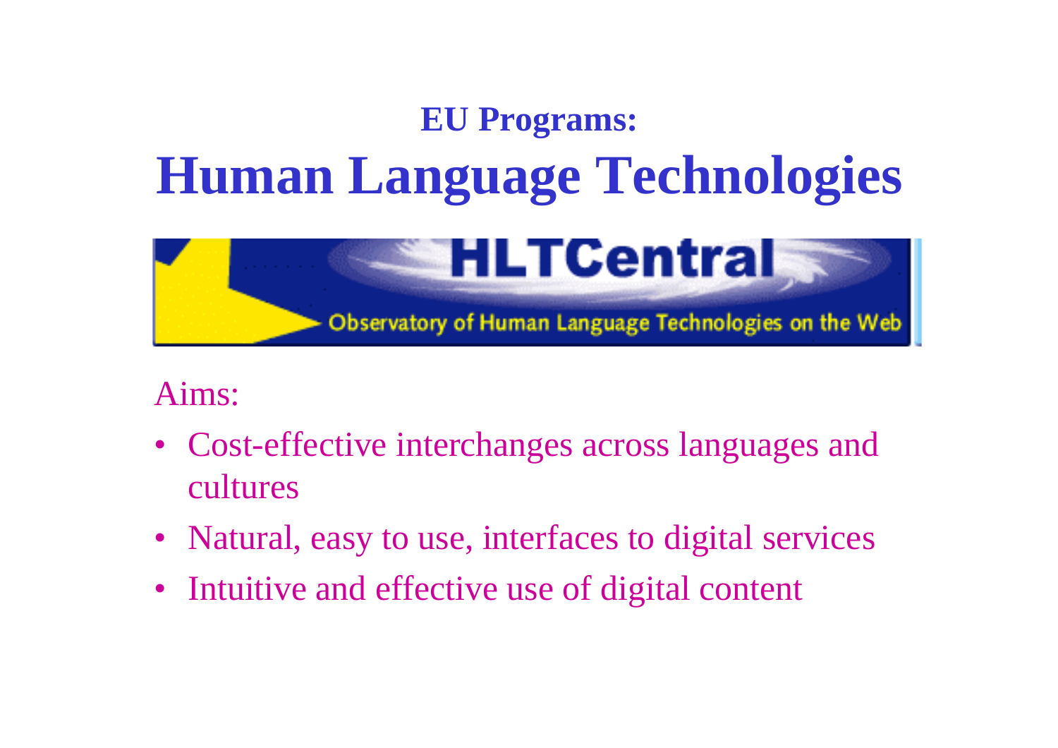## EU Programs:

# Human Language Technologies

HLTCentral

Observatory of Human Language Technologies on the Web

Aims:

- Cost-effective interchanges across languages and cultures
- Natural, easy to use, interfaces to digital services
- Intuitive and effective use of digital content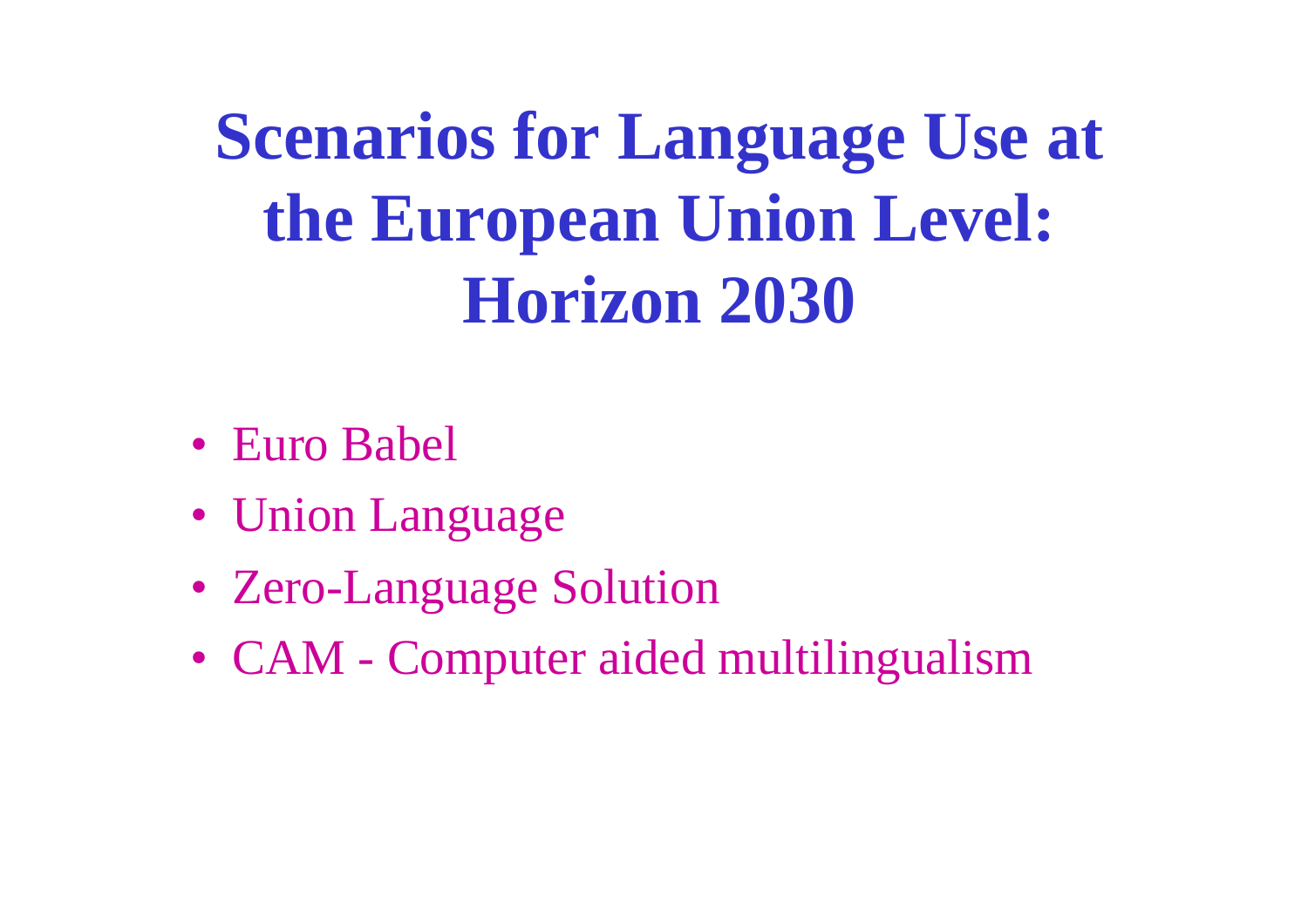# Scenarios for Language Use at the European Union Level: Horizon 2030

- Euro Babel
- Union Language
- Zero-Language Solution
- CAM - Computer aided multilingualism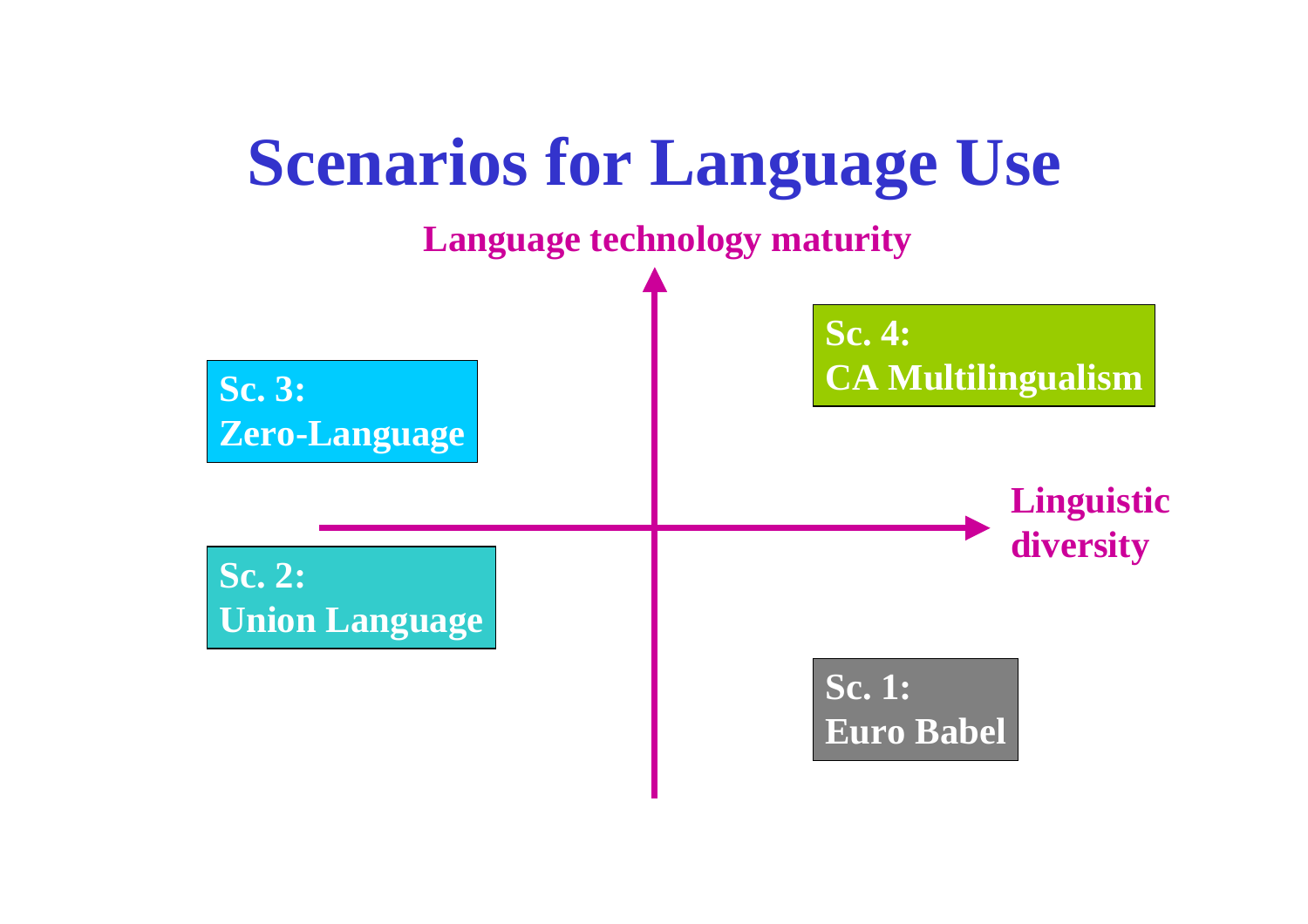# Scenarios for Language Use

**Language technology maturity**

**Sc. 3: Zero-Language**

**Sc. 4: CA Multilingualism**

**Linguistic diversity**

**Sc. 2: Union Language**

**Sc. 1: Euro Babel**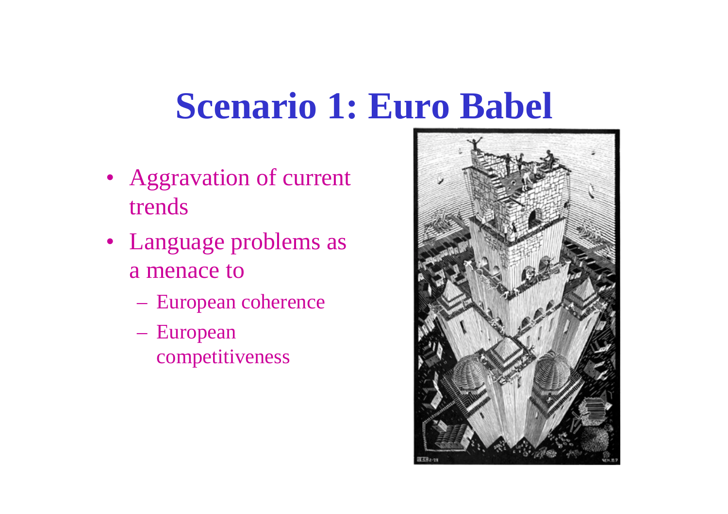# Scenario 1: Euro Babel

- Aggravation of current trends
- Language problems as a menace to
  - European coherence
  - European competitiveness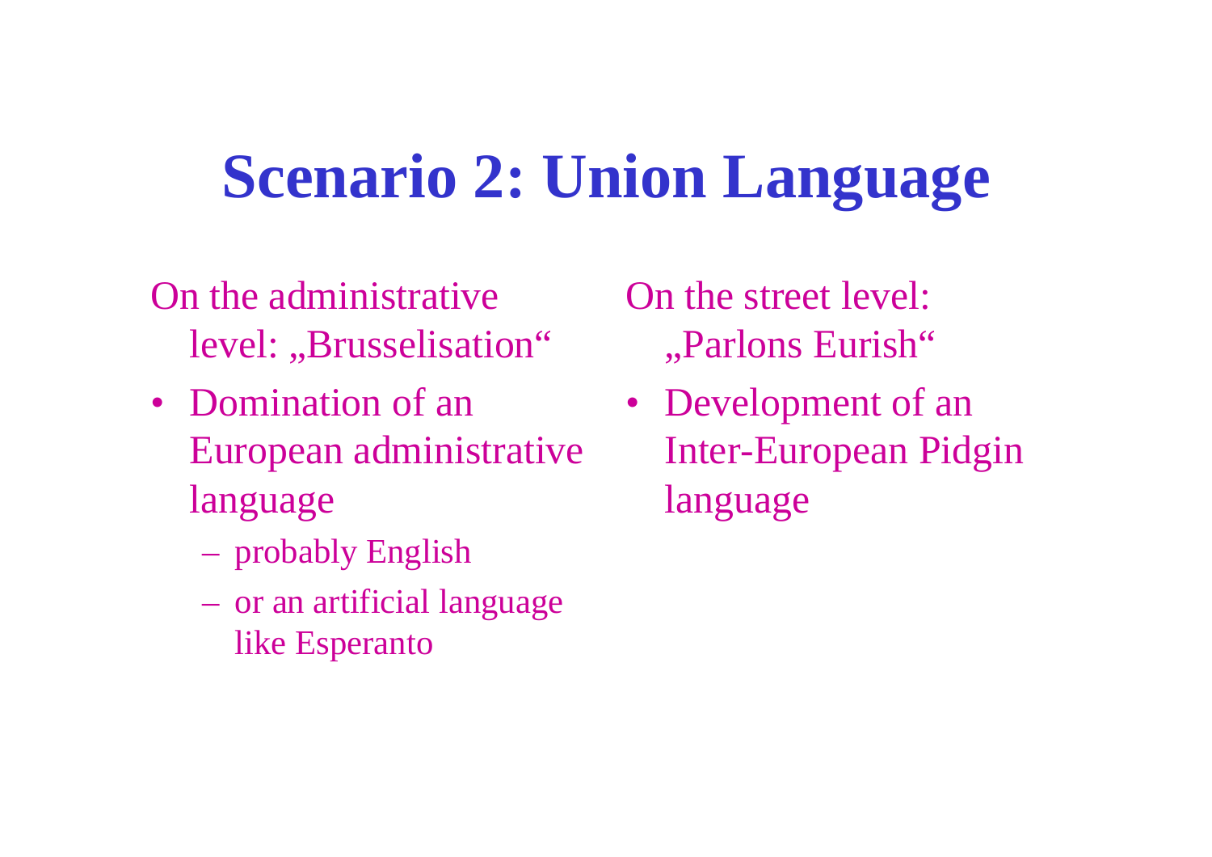# Scenario 2: Union Language

On the administrative level: „Brusselisation“

- Domination of an European administrative language
  - probably English
  - or an artificial language like Esperanto

On the street level: „Parlons Eurish“

- Development of an Inter-European Pidgin language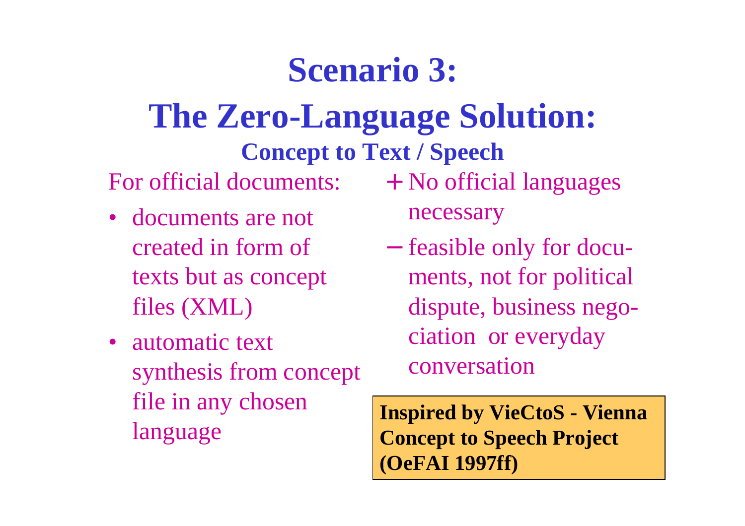# Scenario 3:

# The Zero-Language Solution:

### Concept to Text / Speech

For official documents:

- documents are not created in form of texts but as concept files (XML)
- automatic text synthesis from concept file in any chosen language

+ No official languages necessary

– feasible only for docu-ments, not for political dispute, business nego-ciation or everyday conversation

**Inspired by VieCtoS - Vienna Concept to Speech Project (OeFAI 1997ff)**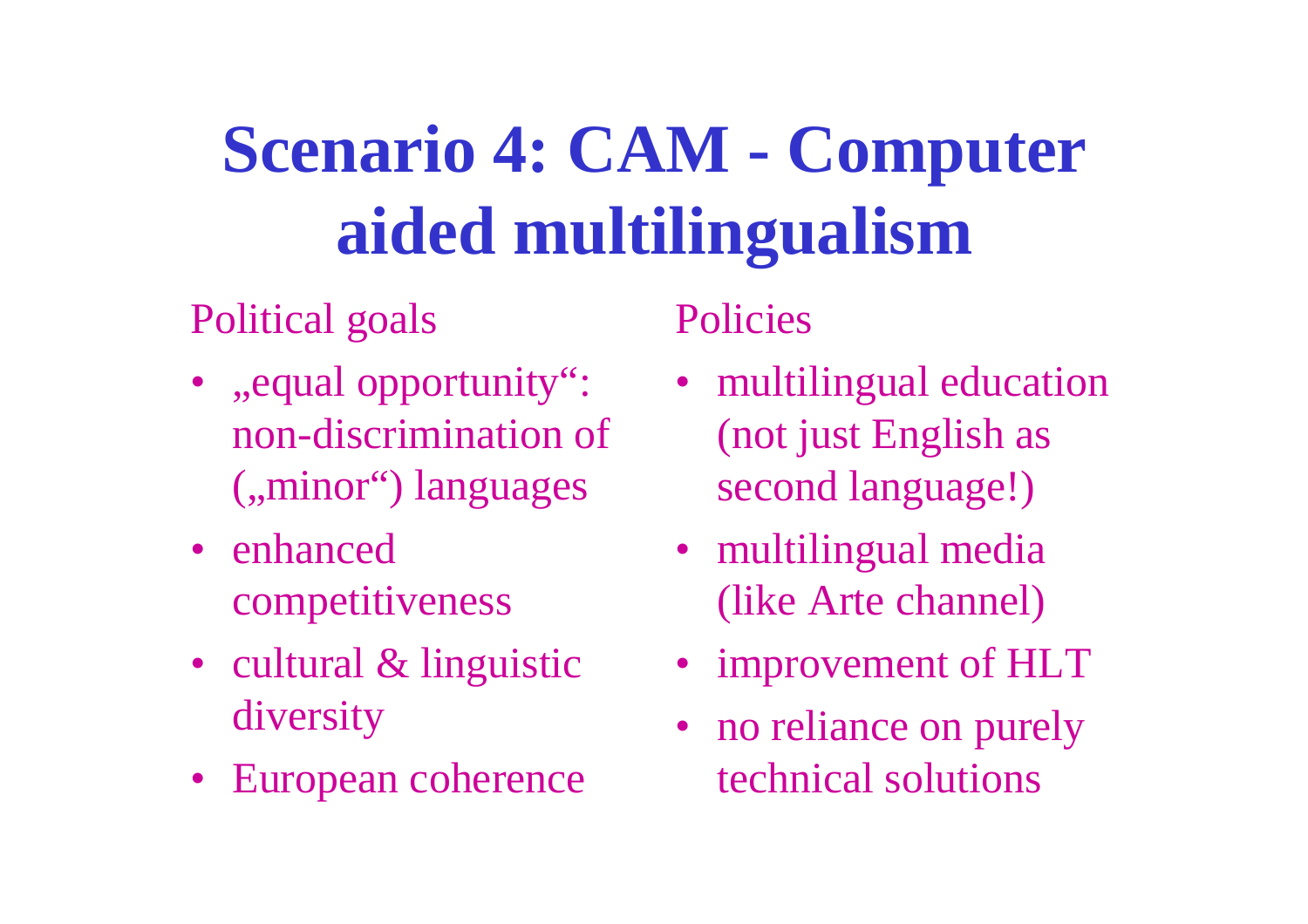# Scenario 4: CAM - Computer aided multilingualism

Political goals

- „equal opportunity“: non-discrimination of („minor“) languages
- enhanced competitiveness
- cultural & linguistic diversity
- European coherence

Policies

- multilingual education (not just English as second language!)
- multilingual media (like Arte channel)
- improvement of HLT
- no reliance on purely technical solutions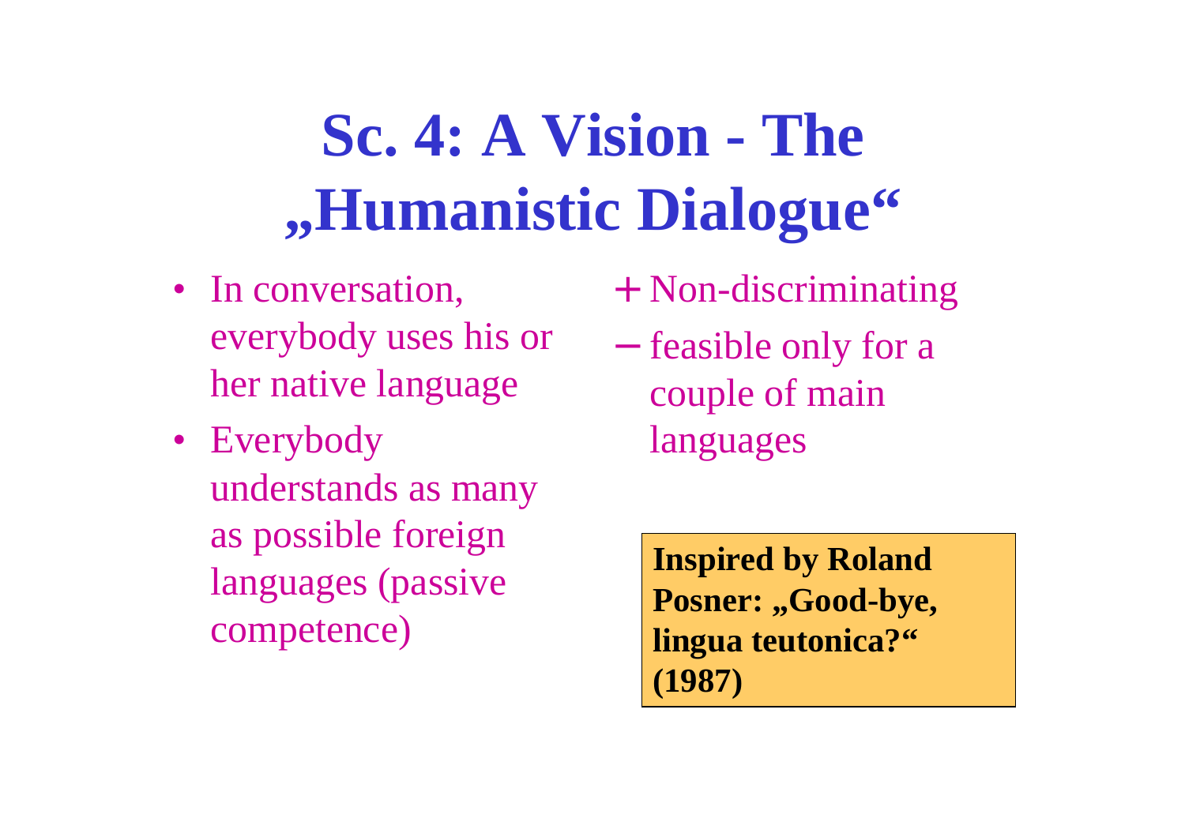# Sc. 4: A Vision - The „Humanistic Dialogue“

- In conversation, everybody uses his or her native language
- Everybody understands as many as possible foreign languages (passive competence)

+ Non-discriminating

– feasible only for a couple of main languages

**Inspired by Roland Posner: „Good-bye, lingua teutonica?“ (1987)**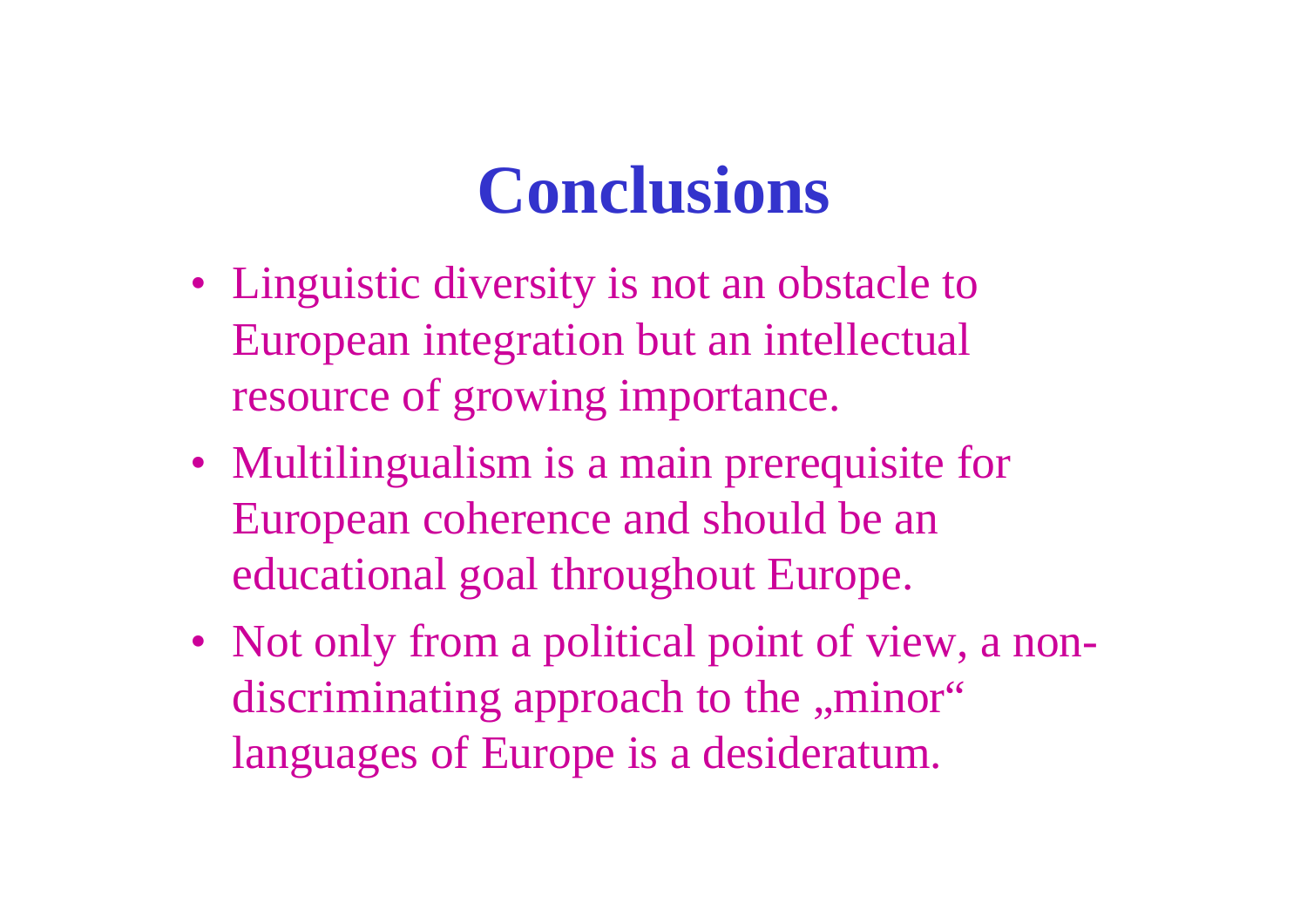# Conclusions

- Linguistic diversity is not an obstacle to European integration but an intellectual resource of growing importance.
- Multilingualism is a main prerequisite for European coherence and should be an educational goal throughout Europe.
- Not only from a political point of view, a non-discriminating approach to the „minor" languages of Europe is a desideratum.